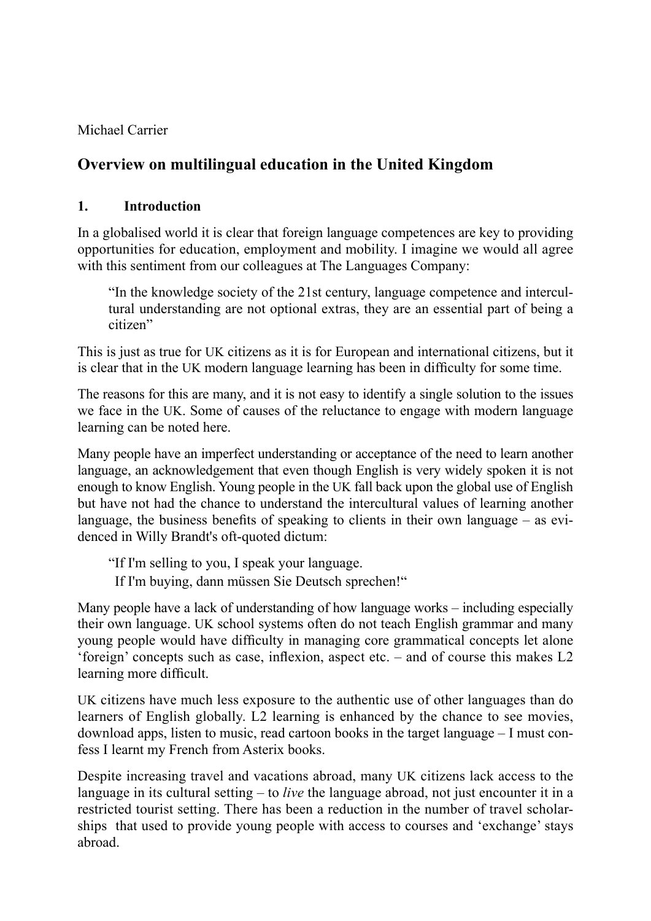Michael Carrier

## Overview on multilingual education in the United Kingdom

### 1. Introduction

In a globalised world it is clear that foreign language competences are key to providing opportunities for education, employment and mobility. I imagine we would all agree with this sentiment from our colleagues at The Languages Company:

> "In the knowledge society of the 21st century, language competence and intercultural understanding are not optional extras, they are an essential part of being a citizen"

This is just as true for UK citizens as it is for European and international citizens, but it is clear that in the UK modern language learning has been in difficulty for some time.

The reasons for this are many, and it is not easy to identify a single solution to the issues we face in the UK. Some of causes of the reluctance to engage with modern language learning can be noted here.

Many people have an imperfect understanding or acceptance of the need to learn another language, an acknowledgement that even though English is very widely spoken it is not enough to know English. Young people in the UK fall back upon the global use of English but have not had the chance to understand the intercultural values of learning another language, the business benefits of speaking to clients in their own language – as evidenced in Willy Brandt's oft-quoted dictum:

> "If I'm selling to you, I speak your language.
> If I'm buying, dann müssen Sie Deutsch sprechen!"

Many people have a lack of understanding of how language works – including especially their own language. UK school systems often do not teach English grammar and many young people would have difficulty in managing core grammatical concepts let alone 'foreign' concepts such as case, inflexion, aspect etc. – and of course this makes L2 learning more difficult.

UK citizens have much less exposure to the authentic use of other languages than do learners of English globally. L2 learning is enhanced by the chance to see movies, download apps, listen to music, read cartoon books in the target language – I must confess I learnt my French from Asterix books.

Despite increasing travel and vacations abroad, many UK citizens lack access to the language in its cultural setting – to *live* the language abroad, not just encounter it in a restricted tourist setting. There has been a reduction in the number of travel scholarships that used to provide young people with access to courses and 'exchange' stays abroad.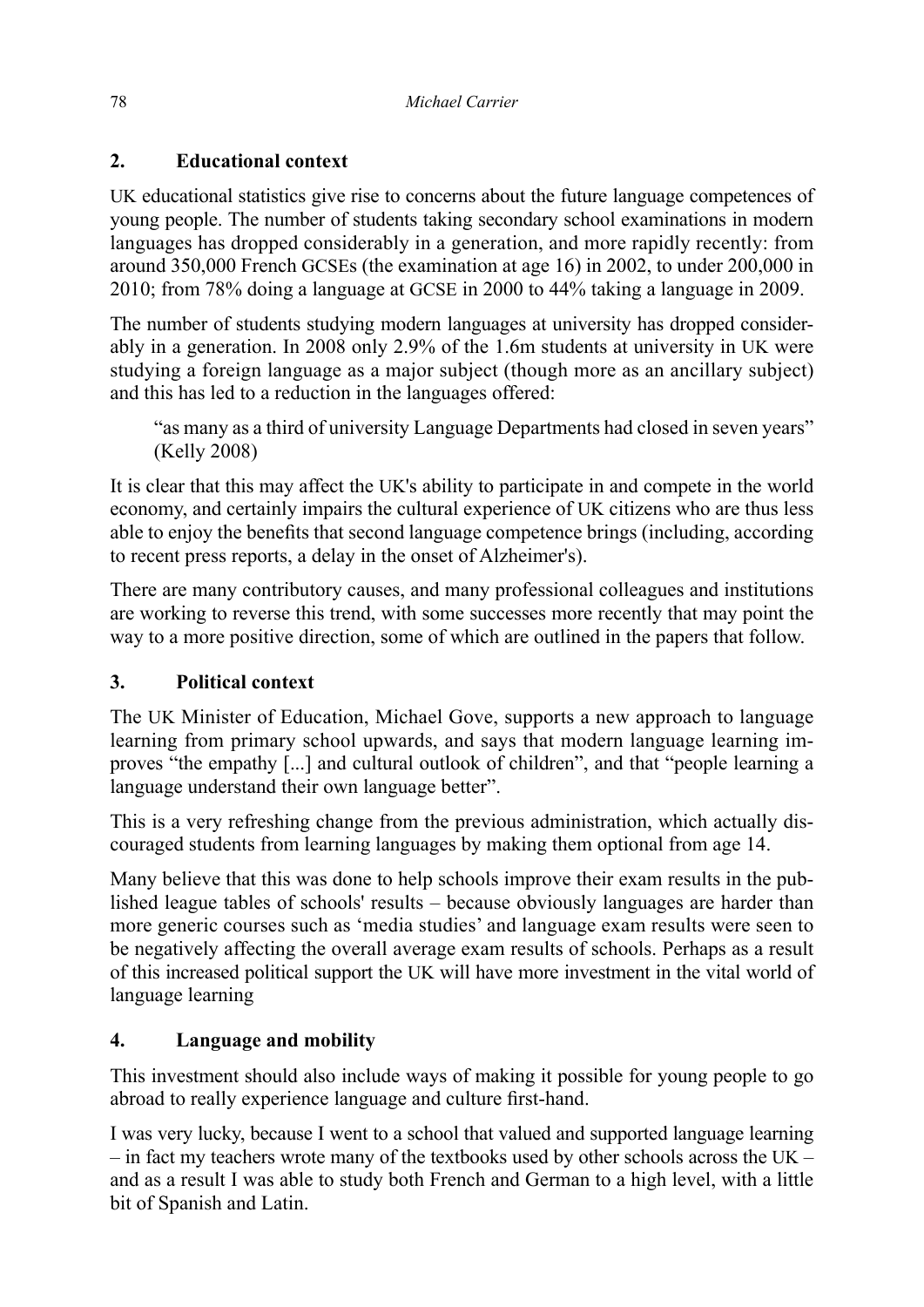## 2. Educational context

UK educational statistics give rise to concerns about the future language competences of young people. The number of students taking secondary school examinations in modern languages has dropped considerably in a generation, and more rapidly recently: from around 350,000 French GCSEs (the examination at age 16) in 2002, to under 200,000 in 2010; from 78% doing a language at GCSE in 2000 to 44% taking a language in 2009.

The number of students studying modern languages at university has dropped considerably in a generation. In 2008 only 2.9% of the 1.6m students at university in UK were studying a foreign language as a major subject (though more as an ancillary subject) and this has led to a reduction in the languages offered:

> "as many as a third of university Language Departments had closed in seven years" (Kelly 2008)

It is clear that this may affect the UK's ability to participate in and compete in the world economy, and certainly impairs the cultural experience of UK citizens who are thus less able to enjoy the benefits that second language competence brings (including, according to recent press reports, a delay in the onset of Alzheimer's).

There are many contributory causes, and many professional colleagues and institutions are working to reverse this trend, with some successes more recently that may point the way to a more positive direction, some of which are outlined in the papers that follow.

## 3. Political context

The UK Minister of Education, Michael Gove, supports a new approach to language learning from primary school upwards, and says that modern language learning improves "the empathy [...] and cultural outlook of children", and that "people learning a language understand their own language better".

This is a very refreshing change from the previous administration, which actually discouraged students from learning languages by making them optional from age 14.

Many believe that this was done to help schools improve their exam results in the published league tables of schools' results – because obviously languages are harder than more generic courses such as 'media studies' and language exam results were seen to be negatively affecting the overall average exam results of schools. Perhaps as a result of this increased political support the UK will have more investment in the vital world of language learning

## 4. Language and mobility

This investment should also include ways of making it possible for young people to go abroad to really experience language and culture first-hand.

I was very lucky, because I went to a school that valued and supported language learning – in fact my teachers wrote many of the textbooks used by other schools across the UK – and as a result I was able to study both French and German to a high level, with a little bit of Spanish and Latin.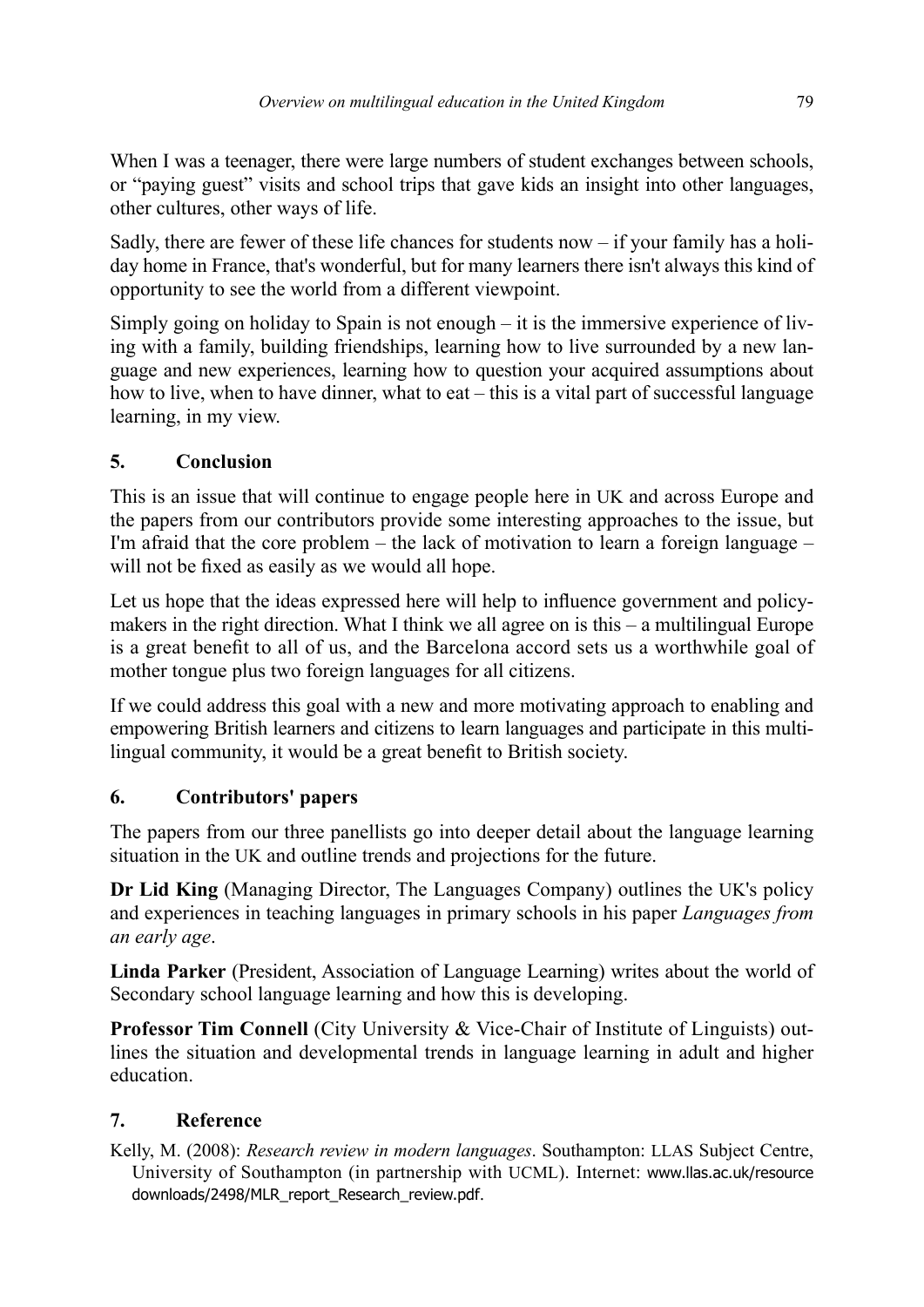When I was a teenager, there were large numbers of student exchanges between schools, or "paying guest" visits and school trips that gave kids an insight into other languages, other cultures, other ways of life.

Sadly, there are fewer of these life chances for students now – if your family has a holiday home in France, that's wonderful, but for many learners there isn't always this kind of opportunity to see the world from a different viewpoint.

Simply going on holiday to Spain is not enough – it is the immersive experience of living with a family, building friendships, learning how to live surrounded by a new language and new experiences, learning how to question your acquired assumptions about how to live, when to have dinner, what to eat – this is a vital part of successful language learning, in my view.

## 5. Conclusion

This is an issue that will continue to engage people here in UK and across Europe and the papers from our contributors provide some interesting approaches to the issue, but I'm afraid that the core problem – the lack of motivation to learn a foreign language – will not be fixed as easily as we would all hope.

Let us hope that the ideas expressed here will help to influence government and policymakers in the right direction. What I think we all agree on is this – a multilingual Europe is a great benefit to all of us, and the Barcelona accord sets us a worthwhile goal of mother tongue plus two foreign languages for all citizens.

If we could address this goal with a new and more motivating approach to enabling and empowering British learners and citizens to learn languages and participate in this multilingual community, it would be a great benefit to British society.

## 6. Contributors' papers

The papers from our three panellists go into deeper detail about the language learning situation in the UK and outline trends and projections for the future.

**Dr Lid King** (Managing Director, The Languages Company) outlines the UK's policy and experiences in teaching languages in primary schools in his paper *Languages from an early age*.

**Linda Parker** (President, Association of Language Learning) writes about the world of Secondary school language learning and how this is developing.

**Professor Tim Connell** (City University & Vice-Chair of Institute of Linguists) outlines the situation and developmental trends in language learning in adult and higher education.

## 7. Reference

Kelly, M. (2008): *Research review in modern languages*. Southampton: LLAS Subject Centre, University of Southampton (in partnership with UCML). Internet: www.llas.ac.uk/resourcedownloads/2498/MLR_report_Research_review.pdf.